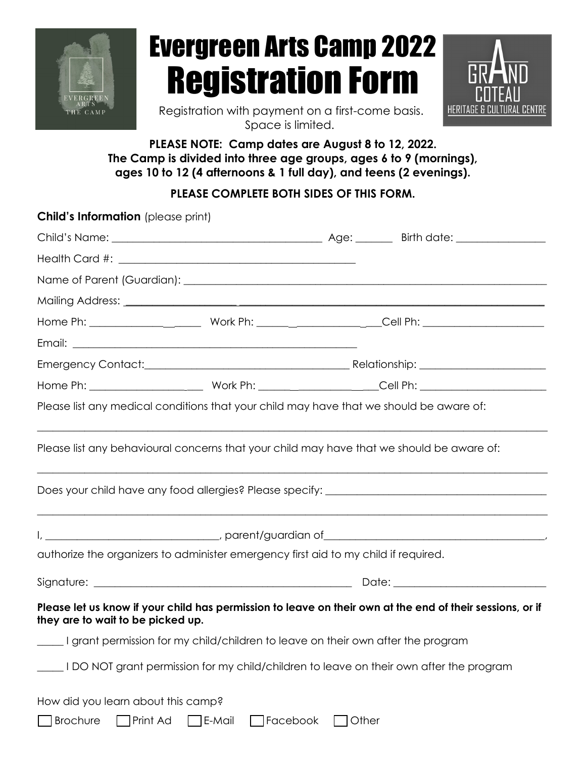# Evergreen Arts Camp 2022
# Registration Form

Registration with payment on a first-come basis. Space is limited.

**PLEASE NOTE: Camp dates are August 8 to 12, 2022.**
**The Camp is divided into three age groups, ages 6 to 9 (mornings), ages 10 to 12 (4 afternoons & 1 full day), and teens (2 evenings).**

**PLEASE COMPLETE BOTH SIDES OF THIS FORM.**

**Child's Information** (please print)

Child's Name: ______________________________ Age: _______ Birth date: ________________

Health Card #: ______________________________

Name of Parent (Guardian): ______________________________

Mailing Address: ______________________________

Home Ph: ________________ Work Ph: ________________ Cell Ph: ________________

Email: ______________________________

Emergency Contact: ______________________________ Relationship: ________________

Home Ph: ________________ Work Ph: ________________ Cell Ph: ________________

Please list any medical conditions that your child may have that we should be aware of:

______________________________

Please list any behavioural concerns that your child may have that we should be aware of:

______________________________

Does your child have any food allergies? Please specify: ______________________________

______________________________

I, ________________________, parent/guardian of ________________________, authorize the organizers to administer emergency first aid to my child if required.

Signature: ______________________________ Date: ________________

**Please let us know if your child has permission to leave on their own at the end of their sessions, or if they are to wait to be picked up.**

_____ I grant permission for my child/children to leave on their own after the program

_____ I DO NOT grant permission for my child/children to leave on their own after the program

How did you learn about this camp?

☐ Brochure ☐ Print Ad ☐ E-Mail ☐ Facebook ☐ Other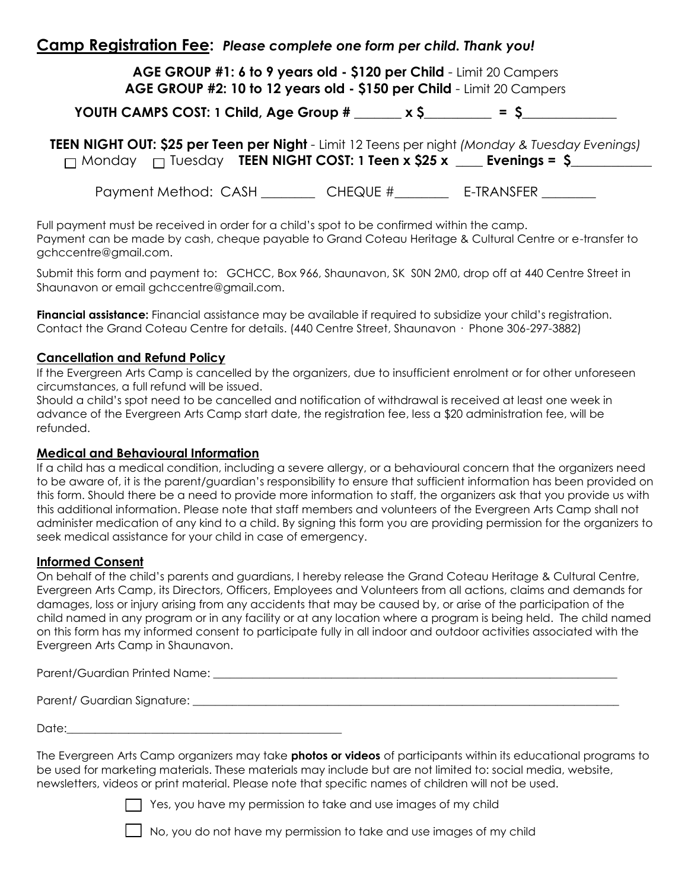## Camp Registration Fee: *Please complete one form per child. Thank you!*

**AGE GROUP #1: 6 to 9 years old - $120 per Child** - Limit 20 Campers
**AGE GROUP #2: 10 to 12 years old - $150 per Child** - Limit 20 Campers

**YOUTH CAMPS COST: 1 Child, Age Group # _______ x $__________ = $______________**

**TEEN NIGHT OUT: $25 per Teen per Night** - Limit 12 Teens per night *(Monday & Tuesday Evenings)*
☐ Monday ☐ Tuesday **TEEN NIGHT COST: 1 Teen x $25 x ____ Evenings = $____________**

Payment Method: CASH ________ CHEQUE #________ E-TRANSFER ________

Full payment must be received in order for a child's spot to be confirmed within the camp.
Payment can be made by cash, cheque payable to Grand Coteau Heritage & Cultural Centre or e-transfer to gchccentre@gmail.com.

Submit this form and payment to: GCHCC, Box 966, Shaunavon, SK S0N 2M0, drop off at 440 Centre Street in Shaunavon or email gchccentre@gmail.com.

**Financial assistance:** Financial assistance may be available if required to subsidize your child's registration. Contact the Grand Coteau Centre for details. (440 Centre Street, Shaunavon · Phone 306-297-3882)

### Cancellation and Refund Policy

If the Evergreen Arts Camp is cancelled by the organizers, due to insufficient enrolment or for other unforeseen circumstances, a full refund will be issued.
Should a child's spot need to be cancelled and notification of withdrawal is received at least one week in advance of the Evergreen Arts Camp start date, the registration fee, less a $20 administration fee, will be refunded.

### Medical and Behavioural Information

If a child has a medical condition, including a severe allergy, or a behavioural concern that the organizers need to be aware of, it is the parent/guardian's responsibility to ensure that sufficient information has been provided on this form. Should there be a need to provide more information to staff, the organizers ask that you provide us with this additional information. Please note that staff members and volunteers of the Evergreen Arts Camp shall not administer medication of any kind to a child. By signing this form you are providing permission for the organizers to seek medical assistance for your child in case of emergency.

### Informed Consent

On behalf of the child's parents and guardians, I hereby release the Grand Coteau Heritage & Cultural Centre, Evergreen Arts Camp, its Directors, Officers, Employees and Volunteers from all actions, claims and demands for damages, loss or injury arising from any accidents that may be caused by, or arise of the participation of the child named in any program or in any facility or at any location where a program is being held. The child named on this form has my informed consent to participate fully in all indoor and outdoor activities associated with the Evergreen Arts Camp in Shaunavon.

Parent/Guardian Printed Name: ____________________________________________

Parent/ Guardian Signature: ____________________________________________

Date:____________________________________

The Evergreen Arts Camp organizers may take **photos or videos** of participants within its educational programs to be used for marketing materials. These materials may include but are not limited to: social media, website, newsletters, videos or print material. Please note that specific names of children will not be used.

☐ Yes, you have my permission to take and use images of my child

☐ No, you do not have my permission to take and use images of my child